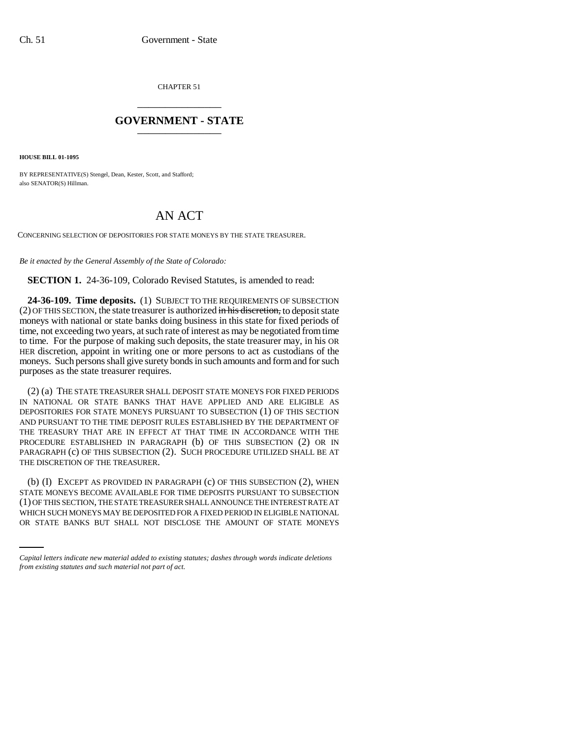CHAPTER 51

# GOVERNMENT - STATE

**HOUSE BILL 01-1095**

BY REPRESENTATIVE(S) Stengel, Dean, Kester, Scott, and Stafford; also SENATOR(S) Hillman.

# AN ACT

CONCERNING SELECTION OF DEPOSITORIES FOR STATE MONEYS BY THE STATE TREASURER.

*Be it enacted by the General Assembly of the State of Colorado:*

**SECTION 1.** 24-36-109, Colorado Revised Statutes, is amended to read:

**24-36-109. Time deposits.** (1) SUBJECT TO THE REQUIREMENTS OF SUBSECTION (2) OF THIS SECTION, the state treasurer is authorized ~~in his discretion,~~ to deposit state moneys with national or state banks doing business in this state for fixed periods of time, not exceeding two years, at such rate of interest as may be negotiated from time to time. For the purpose of making such deposits, the state treasurer may, in his OR HER discretion, appoint in writing one or more persons to act as custodians of the moneys. Such persons shall give surety bonds in such amounts and form and for such purposes as the state treasurer requires.

(2) (a) THE STATE TREASURER SHALL DEPOSIT STATE MONEYS FOR FIXED PERIODS IN NATIONAL OR STATE BANKS THAT HAVE APPLIED AND ARE ELIGIBLE AS DEPOSITORIES FOR STATE MONEYS PURSUANT TO SUBSECTION (1) OF THIS SECTION AND PURSUANT TO THE TIME DEPOSIT RULES ESTABLISHED BY THE DEPARTMENT OF THE TREASURY THAT ARE IN EFFECT AT THAT TIME IN ACCORDANCE WITH THE PROCEDURE ESTABLISHED IN PARAGRAPH (b) OF THIS SUBSECTION (2) OR IN PARAGRAPH (c) OF THIS SUBSECTION (2). SUCH PROCEDURE UTILIZED SHALL BE AT THE DISCRETION OF THE TREASURER.

(b) (I) EXCEPT AS PROVIDED IN PARAGRAPH (c) OF THIS SUBSECTION (2), WHEN STATE MONEYS BECOME AVAILABLE FOR TIME DEPOSITS PURSUANT TO SUBSECTION (1) OF THIS SECTION, THE STATE TREASURER SHALL ANNOUNCE THE INTEREST RATE AT WHICH SUCH MONEYS MAY BE DEPOSITED FOR A FIXED PERIOD IN ELIGIBLE NATIONAL OR STATE BANKS BUT SHALL NOT DISCLOSE THE AMOUNT OF STATE MONEYS

*Capital letters indicate new material added to existing statutes; dashes through words indicate deletions from existing statutes and such material not part of act.*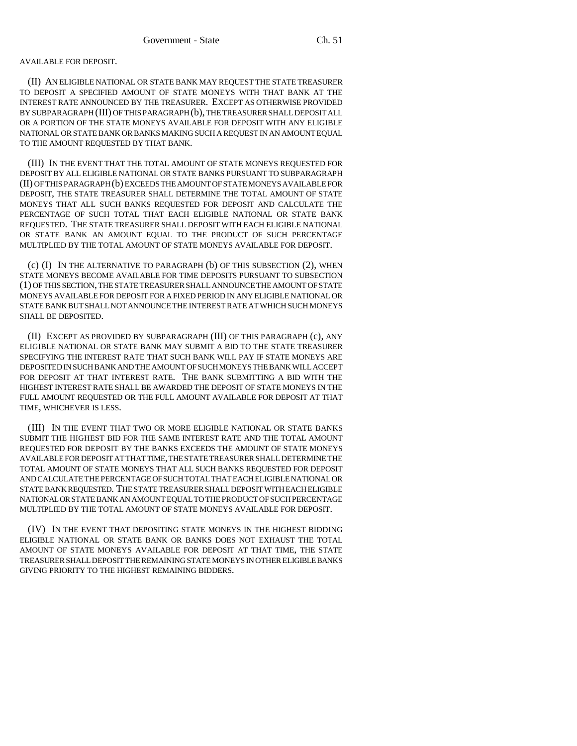AVAILABLE FOR DEPOSIT.

(II) AN ELIGIBLE NATIONAL OR STATE BANK MAY REQUEST THE STATE TREASURER TO DEPOSIT A SPECIFIED AMOUNT OF STATE MONEYS WITH THAT BANK AT THE INTEREST RATE ANNOUNCED BY THE TREASURER. EXCEPT AS OTHERWISE PROVIDED BY SUBPARAGRAPH (III) OF THIS PARAGRAPH (b), THE TREASURER SHALL DEPOSIT ALL OR A PORTION OF THE STATE MONEYS AVAILABLE FOR DEPOSIT WITH ANY ELIGIBLE NATIONAL OR STATE BANK OR BANKS MAKING SUCH A REQUEST IN AN AMOUNT EQUAL TO THE AMOUNT REQUESTED BY THAT BANK.

(III) IN THE EVENT THAT THE TOTAL AMOUNT OF STATE MONEYS REQUESTED FOR DEPOSIT BY ALL ELIGIBLE NATIONAL OR STATE BANKS PURSUANT TO SUBPARAGRAPH (II) OF THIS PARAGRAPH (b) EXCEEDS THE AMOUNT OF STATE MONEYS AVAILABLE FOR DEPOSIT, THE STATE TREASURER SHALL DETERMINE THE TOTAL AMOUNT OF STATE MONEYS THAT ALL SUCH BANKS REQUESTED FOR DEPOSIT AND CALCULATE THE PERCENTAGE OF SUCH TOTAL THAT EACH ELIGIBLE NATIONAL OR STATE BANK REQUESTED. THE STATE TREASURER SHALL DEPOSIT WITH EACH ELIGIBLE NATIONAL OR STATE BANK AN AMOUNT EQUAL TO THE PRODUCT OF SUCH PERCENTAGE MULTIPLIED BY THE TOTAL AMOUNT OF STATE MONEYS AVAILABLE FOR DEPOSIT.

(c) (I) IN THE ALTERNATIVE TO PARAGRAPH (b) OF THIS SUBSECTION (2), WHEN STATE MONEYS BECOME AVAILABLE FOR TIME DEPOSITS PURSUANT TO SUBSECTION (1) OF THIS SECTION, THE STATE TREASURER SHALL ANNOUNCE THE AMOUNT OF STATE MONEYS AVAILABLE FOR DEPOSIT FOR A FIXED PERIOD IN ANY ELIGIBLE NATIONAL OR STATE BANK BUT SHALL NOT ANNOUNCE THE INTEREST RATE AT WHICH SUCH MONEYS SHALL BE DEPOSITED.

(II) EXCEPT AS PROVIDED BY SUBPARAGRAPH (III) OF THIS PARAGRAPH (c), ANY ELIGIBLE NATIONAL OR STATE BANK MAY SUBMIT A BID TO THE STATE TREASURER SPECIFYING THE INTEREST RATE THAT SUCH BANK WILL PAY IF STATE MONEYS ARE DEPOSITED IN SUCH BANK AND THE AMOUNT OF SUCH MONEYS THE BANK WILL ACCEPT FOR DEPOSIT AT THAT INTEREST RATE. THE BANK SUBMITTING A BID WITH THE HIGHEST INTEREST RATE SHALL BE AWARDED THE DEPOSIT OF STATE MONEYS IN THE FULL AMOUNT REQUESTED OR THE FULL AMOUNT AVAILABLE FOR DEPOSIT AT THAT TIME, WHICHEVER IS LESS.

(III) IN THE EVENT THAT TWO OR MORE ELIGIBLE NATIONAL OR STATE BANKS SUBMIT THE HIGHEST BID FOR THE SAME INTEREST RATE AND THE TOTAL AMOUNT REQUESTED FOR DEPOSIT BY THE BANKS EXCEEDS THE AMOUNT OF STATE MONEYS AVAILABLE FOR DEPOSIT AT THAT TIME, THE STATE TREASURER SHALL DETERMINE THE TOTAL AMOUNT OF STATE MONEYS THAT ALL SUCH BANKS REQUESTED FOR DEPOSIT AND CALCULATE THE PERCENTAGE OF SUCH TOTAL THAT EACH ELIGIBLE NATIONAL OR STATE BANK REQUESTED. THE STATE TREASURER SHALL DEPOSIT WITH EACH ELIGIBLE NATIONAL OR STATE BANK AN AMOUNT EQUAL TO THE PRODUCT OF SUCH PERCENTAGE MULTIPLIED BY THE TOTAL AMOUNT OF STATE MONEYS AVAILABLE FOR DEPOSIT.

(IV) IN THE EVENT THAT DEPOSITING STATE MONEYS IN THE HIGHEST BIDDING ELIGIBLE NATIONAL OR STATE BANK OR BANKS DOES NOT EXHAUST THE TOTAL AMOUNT OF STATE MONEYS AVAILABLE FOR DEPOSIT AT THAT TIME, THE STATE TREASURER SHALL DEPOSIT THE REMAINING STATE MONEYS IN OTHER ELIGIBLE BANKS GIVING PRIORITY TO THE HIGHEST REMAINING BIDDERS.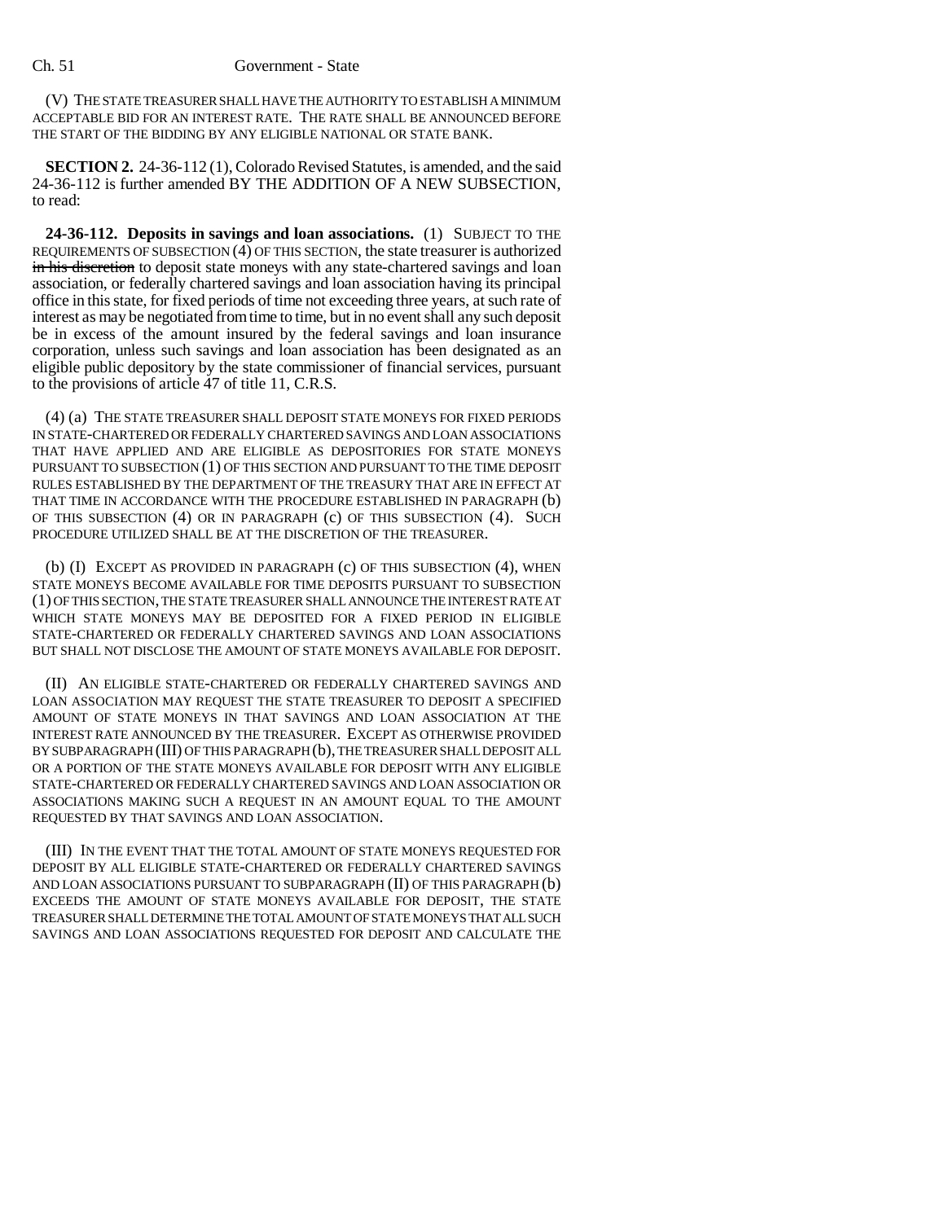(V) THE STATE TREASURER SHALL HAVE THE AUTHORITY TO ESTABLISH A MINIMUM ACCEPTABLE BID FOR AN INTEREST RATE. THE RATE SHALL BE ANNOUNCED BEFORE THE START OF THE BIDDING BY ANY ELIGIBLE NATIONAL OR STATE BANK.

**SECTION 2.** 24-36-112 (1), Colorado Revised Statutes, is amended, and the said 24-36-112 is further amended BY THE ADDITION OF A NEW SUBSECTION, to read:

**24-36-112. Deposits in savings and loan associations.** (1) SUBJECT TO THE REQUIREMENTS OF SUBSECTION (4) OF THIS SECTION, the state treasurer is authorized ~~in his discretion~~ to deposit state moneys with any state-chartered savings and loan association, or federally chartered savings and loan association having its principal office in this state, for fixed periods of time not exceeding three years, at such rate of interest as may be negotiated from time to time, but in no event shall any such deposit be in excess of the amount insured by the federal savings and loan insurance corporation, unless such savings and loan association has been designated as an eligible public depository by the state commissioner of financial services, pursuant to the provisions of article 47 of title 11, C.R.S.

(4) (a) THE STATE TREASURER SHALL DEPOSIT STATE MONEYS FOR FIXED PERIODS IN STATE-CHARTERED OR FEDERALLY CHARTERED SAVINGS AND LOAN ASSOCIATIONS THAT HAVE APPLIED AND ARE ELIGIBLE AS DEPOSITORIES FOR STATE MONEYS PURSUANT TO SUBSECTION (1) OF THIS SECTION AND PURSUANT TO THE TIME DEPOSIT RULES ESTABLISHED BY THE DEPARTMENT OF THE TREASURY THAT ARE IN EFFECT AT THAT TIME IN ACCORDANCE WITH THE PROCEDURE ESTABLISHED IN PARAGRAPH (b) OF THIS SUBSECTION (4) OR IN PARAGRAPH (c) OF THIS SUBSECTION (4). SUCH PROCEDURE UTILIZED SHALL BE AT THE DISCRETION OF THE TREASURER.

(b) (I) EXCEPT AS PROVIDED IN PARAGRAPH (c) OF THIS SUBSECTION (4), WHEN STATE MONEYS BECOME AVAILABLE FOR TIME DEPOSITS PURSUANT TO SUBSECTION (1) OF THIS SECTION, THE STATE TREASURER SHALL ANNOUNCE THE INTEREST RATE AT WHICH STATE MONEYS MAY BE DEPOSITED FOR A FIXED PERIOD IN ELIGIBLE STATE-CHARTERED OR FEDERALLY CHARTERED SAVINGS AND LOAN ASSOCIATIONS BUT SHALL NOT DISCLOSE THE AMOUNT OF STATE MONEYS AVAILABLE FOR DEPOSIT.

(II) AN ELIGIBLE STATE-CHARTERED OR FEDERALLY CHARTERED SAVINGS AND LOAN ASSOCIATION MAY REQUEST THE STATE TREASURER TO DEPOSIT A SPECIFIED AMOUNT OF STATE MONEYS IN THAT SAVINGS AND LOAN ASSOCIATION AT THE INTEREST RATE ANNOUNCED BY THE TREASURER. EXCEPT AS OTHERWISE PROVIDED BY SUBPARAGRAPH (III) OF THIS PARAGRAPH (b), THE TREASURER SHALL DEPOSIT ALL OR A PORTION OF THE STATE MONEYS AVAILABLE FOR DEPOSIT WITH ANY ELIGIBLE STATE-CHARTERED OR FEDERALLY CHARTERED SAVINGS AND LOAN ASSOCIATION OR ASSOCIATIONS MAKING SUCH A REQUEST IN AN AMOUNT EQUAL TO THE AMOUNT REQUESTED BY THAT SAVINGS AND LOAN ASSOCIATION.

(III) IN THE EVENT THAT THE TOTAL AMOUNT OF STATE MONEYS REQUESTED FOR DEPOSIT BY ALL ELIGIBLE STATE-CHARTERED OR FEDERALLY CHARTERED SAVINGS AND LOAN ASSOCIATIONS PURSUANT TO SUBPARAGRAPH (II) OF THIS PARAGRAPH (b) EXCEEDS THE AMOUNT OF STATE MONEYS AVAILABLE FOR DEPOSIT, THE STATE TREASURER SHALL DETERMINE THE TOTAL AMOUNT OF STATE MONEYS THAT ALL SUCH SAVINGS AND LOAN ASSOCIATIONS REQUESTED FOR DEPOSIT AND CALCULATE THE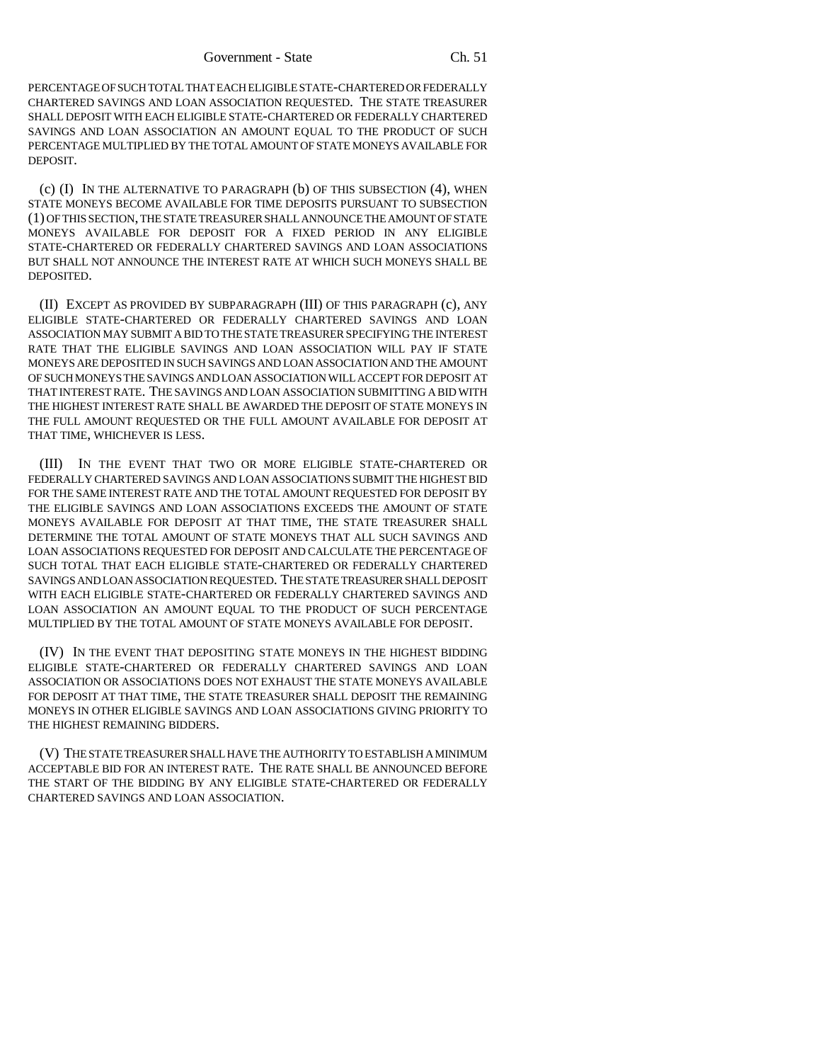PERCENTAGE OF SUCH TOTAL THAT EACH ELIGIBLE STATE-CHARTERED OR FEDERALLY CHARTERED SAVINGS AND LOAN ASSOCIATION REQUESTED. THE STATE TREASURER SHALL DEPOSIT WITH EACH ELIGIBLE STATE-CHARTERED OR FEDERALLY CHARTERED SAVINGS AND LOAN ASSOCIATION AN AMOUNT EQUAL TO THE PRODUCT OF SUCH PERCENTAGE MULTIPLIED BY THE TOTAL AMOUNT OF STATE MONEYS AVAILABLE FOR DEPOSIT.

(c) (I) IN THE ALTERNATIVE TO PARAGRAPH (b) OF THIS SUBSECTION (4), WHEN STATE MONEYS BECOME AVAILABLE FOR TIME DEPOSITS PURSUANT TO SUBSECTION (1) OF THIS SECTION, THE STATE TREASURER SHALL ANNOUNCE THE AMOUNT OF STATE MONEYS AVAILABLE FOR DEPOSIT FOR A FIXED PERIOD IN ANY ELIGIBLE STATE-CHARTERED OR FEDERALLY CHARTERED SAVINGS AND LOAN ASSOCIATIONS BUT SHALL NOT ANNOUNCE THE INTEREST RATE AT WHICH SUCH MONEYS SHALL BE DEPOSITED.

(II) EXCEPT AS PROVIDED BY SUBPARAGRAPH (III) OF THIS PARAGRAPH (c), ANY ELIGIBLE STATE-CHARTERED OR FEDERALLY CHARTERED SAVINGS AND LOAN ASSOCIATION MAY SUBMIT A BID TO THE STATE TREASURER SPECIFYING THE INTEREST RATE THAT THE ELIGIBLE SAVINGS AND LOAN ASSOCIATION WILL PAY IF STATE MONEYS ARE DEPOSITED IN SUCH SAVINGS AND LOAN ASSOCIATION AND THE AMOUNT OF SUCH MONEYS THE SAVINGS AND LOAN ASSOCIATION WILL ACCEPT FOR DEPOSIT AT THAT INTEREST RATE. THE SAVINGS AND LOAN ASSOCIATION SUBMITTING A BID WITH THE HIGHEST INTEREST RATE SHALL BE AWARDED THE DEPOSIT OF STATE MONEYS IN THE FULL AMOUNT REQUESTED OR THE FULL AMOUNT AVAILABLE FOR DEPOSIT AT THAT TIME, WHICHEVER IS LESS.

(III) IN THE EVENT THAT TWO OR MORE ELIGIBLE STATE-CHARTERED OR FEDERALLY CHARTERED SAVINGS AND LOAN ASSOCIATIONS SUBMIT THE HIGHEST BID FOR THE SAME INTEREST RATE AND THE TOTAL AMOUNT REQUESTED FOR DEPOSIT BY THE ELIGIBLE SAVINGS AND LOAN ASSOCIATIONS EXCEEDS THE AMOUNT OF STATE MONEYS AVAILABLE FOR DEPOSIT AT THAT TIME, THE STATE TREASURER SHALL DETERMINE THE TOTAL AMOUNT OF STATE MONEYS THAT ALL SUCH SAVINGS AND LOAN ASSOCIATIONS REQUESTED FOR DEPOSIT AND CALCULATE THE PERCENTAGE OF SUCH TOTAL THAT EACH ELIGIBLE STATE-CHARTERED OR FEDERALLY CHARTERED SAVINGS AND LOAN ASSOCIATION REQUESTED. THE STATE TREASURER SHALL DEPOSIT WITH EACH ELIGIBLE STATE-CHARTERED OR FEDERALLY CHARTERED SAVINGS AND LOAN ASSOCIATION AN AMOUNT EQUAL TO THE PRODUCT OF SUCH PERCENTAGE MULTIPLIED BY THE TOTAL AMOUNT OF STATE MONEYS AVAILABLE FOR DEPOSIT.

(IV) IN THE EVENT THAT DEPOSITING STATE MONEYS IN THE HIGHEST BIDDING ELIGIBLE STATE-CHARTERED OR FEDERALLY CHARTERED SAVINGS AND LOAN ASSOCIATION OR ASSOCIATIONS DOES NOT EXHAUST THE STATE MONEYS AVAILABLE FOR DEPOSIT AT THAT TIME, THE STATE TREASURER SHALL DEPOSIT THE REMAINING MONEYS IN OTHER ELIGIBLE SAVINGS AND LOAN ASSOCIATIONS GIVING PRIORITY TO THE HIGHEST REMAINING BIDDERS.

(V) THE STATE TREASURER SHALL HAVE THE AUTHORITY TO ESTABLISH A MINIMUM ACCEPTABLE BID FOR AN INTEREST RATE. THE RATE SHALL BE ANNOUNCED BEFORE THE START OF THE BIDDING BY ANY ELIGIBLE STATE-CHARTERED OR FEDERALLY CHARTERED SAVINGS AND LOAN ASSOCIATION.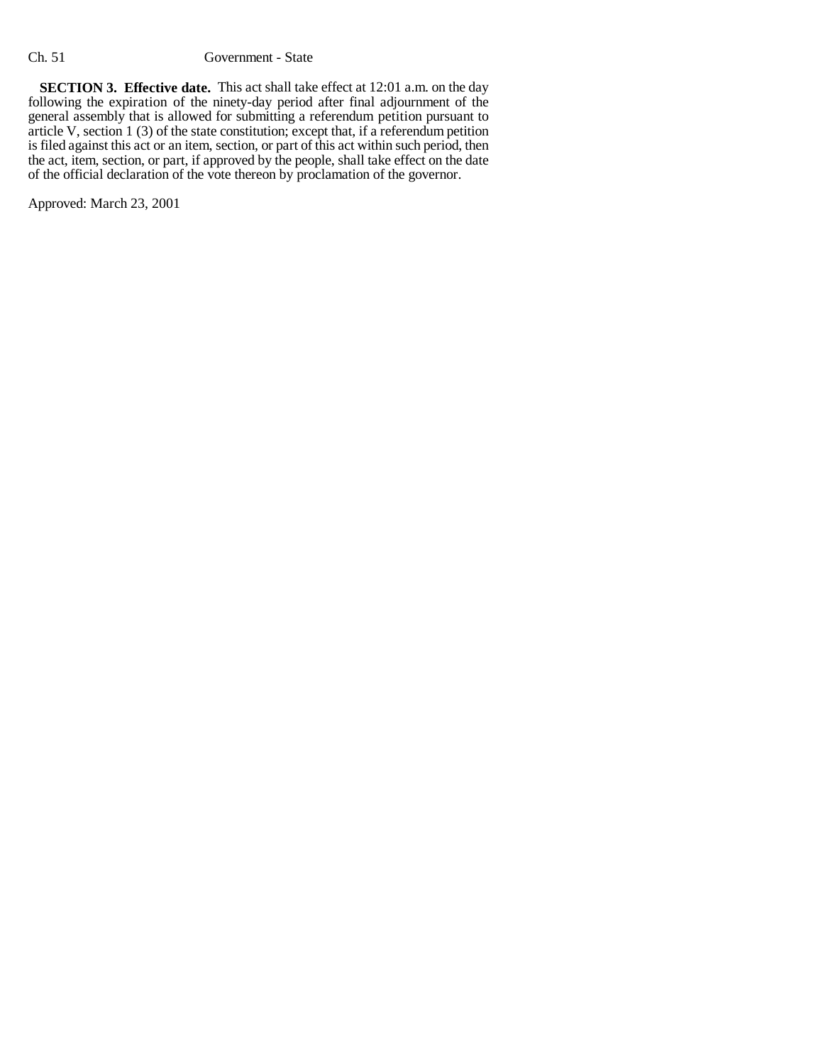**SECTION 3. Effective date.** This act shall take effect at 12:01 a.m. on the day following the expiration of the ninety-day period after final adjournment of the general assembly that is allowed for submitting a referendum petition pursuant to article V, section 1 (3) of the state constitution; except that, if a referendum petition is filed against this act or an item, section, or part of this act within such period, then the act, item, section, or part, if approved by the people, shall take effect on the date of the official declaration of the vote thereon by proclamation of the governor.

Approved: March 23, 2001